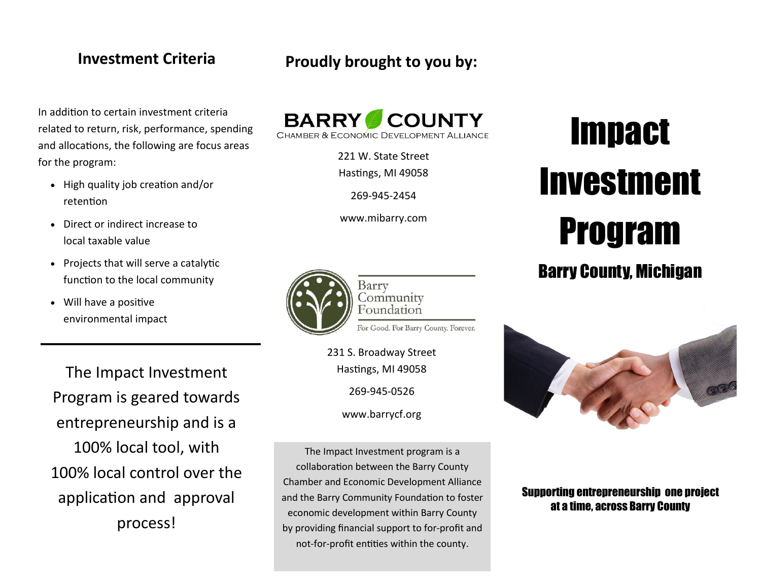## Investment Criteria

In addition to certain investment criteria related to return, risk, performance, spending and allocations, the following are focus areas for the program:

- High quality job creation and/or retention
- Direct or indirect increase to local taxable value
- Projects that will serve a catalytic function to the local community
- Will have a positive environmental impact

---

The Impact Investment Program is geared towards entrepreneurship and is a 100% local tool, with 100% local control over the application and approval process!

## Proudly brought to you by:

**BARRY COUNTY**
CHAMBER & ECONOMIC DEVELOPMENT ALLIANCE

221 W. State Street
Hastings, MI 49058

269-945-2454

www.mibarry.com

**Barry Community Foundation**
For Good. For Barry County. Forever.

231 S. Broadway Street
Hastings, MI 49058

269-945-0526

www.barrycf.org

The Impact Investment program is a collaboration between the Barry County Chamber and Economic Development Alliance and the Barry Community Foundation to foster economic development within Barry County by providing financial support to for-profit and not-for-profit entities within the county.

# Impact Investment Program

## Barry County, Michigan

**Supporting entrepreneurship one project at a time, across Barry County**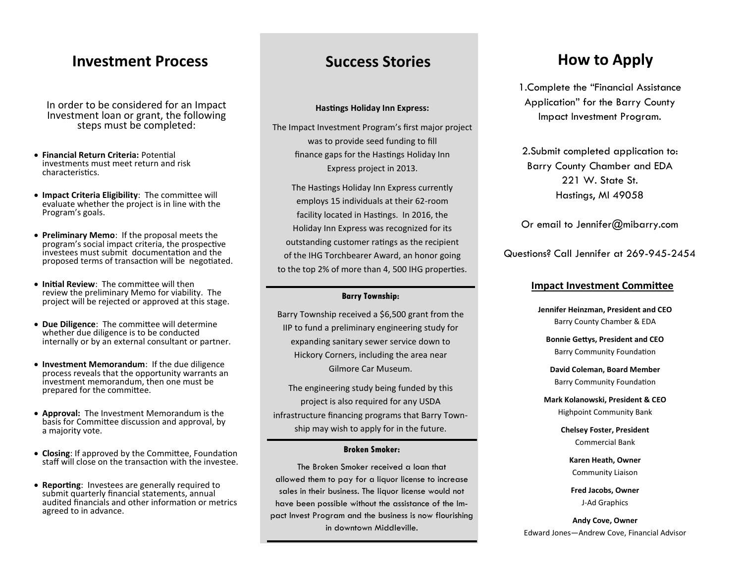## Investment Process

In order to be considered for an Impact Investment loan or grant, the following steps must be completed:

- **Financial Return Criteria:** Potential investments must meet return and risk characteristics.
- **Impact Criteria Eligibility**: The committee will evaluate whether the project is in line with the Program's goals.
- **Preliminary Memo**: If the proposal meets the program's social impact criteria, the prospective investees must submit documentation and the proposed terms of transaction will be negotiated.
- **Initial Review**: The committee will then review the preliminary Memo for viability. The project will be rejected or approved at this stage.
- **Due Diligence**: The committee will determine whether due diligence is to be conducted internally or by an external consultant or partner.
- **Investment Memorandum**: If the due diligence process reveals that the opportunity warrants an investment memorandum, then one must be prepared for the committee.
- **Approval:** The Investment Memorandum is the basis for Committee discussion and approval, by a majority vote.
- **Closing**: If approved by the Committee, Foundation staff will close on the transaction with the investee.
- **Reporting**: Investees are generally required to submit quarterly financial statements, annual audited financials and other information or metrics agreed to in advance.

## Success Stories

**Hastings Holiday Inn Express:**

The Impact Investment Program's first major project was to provide seed funding to fill finance gaps for the Hastings Holiday Inn Express project in 2013.

The Hastings Holiday Inn Express currently employs 15 individuals at their 62-room facility located in Hastings. In 2016, the Holiday Inn Express was recognized for its outstanding customer ratings as the recipient of the IHG Torchbearer Award, an honor going to the top 2% of more than 4, 500 IHG properties.

**Barry Township:**

Barry Township received a $6,500 grant from the IIP to fund a preliminary engineering study for expanding sanitary sewer service down to Hickory Corners, including the area near Gilmore Car Museum.

The engineering study being funded by this project is also required for any USDA infrastructure financing programs that Barry Township may wish to apply for in the future.

**Broken Smoker:**

The Broken Smoker received a loan that allowed them to pay for a liquor license to increase sales in their business. The liquor license would not have been possible without the assistance of the Impact Invest Program and the business is now flourishing in downtown Middleville.

## How to Apply

1. Complete the "Financial Assistance Application" for the Barry County Impact Investment Program.

2. Submit completed application to:
Barry County Chamber and EDA
221 W. State St.
Hastings, MI 49058

Or email to Jennifer@mibarry.com

Questions? Call Jennifer at 269-945-2454

### Impact Investment Committee

**Jennifer Heinzman, President and CEO**
Barry County Chamber & EDA

**Bonnie Gettys, President and CEO**
Barry Community Foundation

**David Coleman, Board Member**
Barry Community Foundation

**Mark Kolanowski, President & CEO**
Highpoint Community Bank

**Chelsey Foster, President**
Commercial Bank

**Karen Heath, Owner**
Community Liaison

**Fred Jacobs, Owner**
J-Ad Graphics

**Andy Cove, Owner**
Edward Jones—Andrew Cove, Financial Advisor